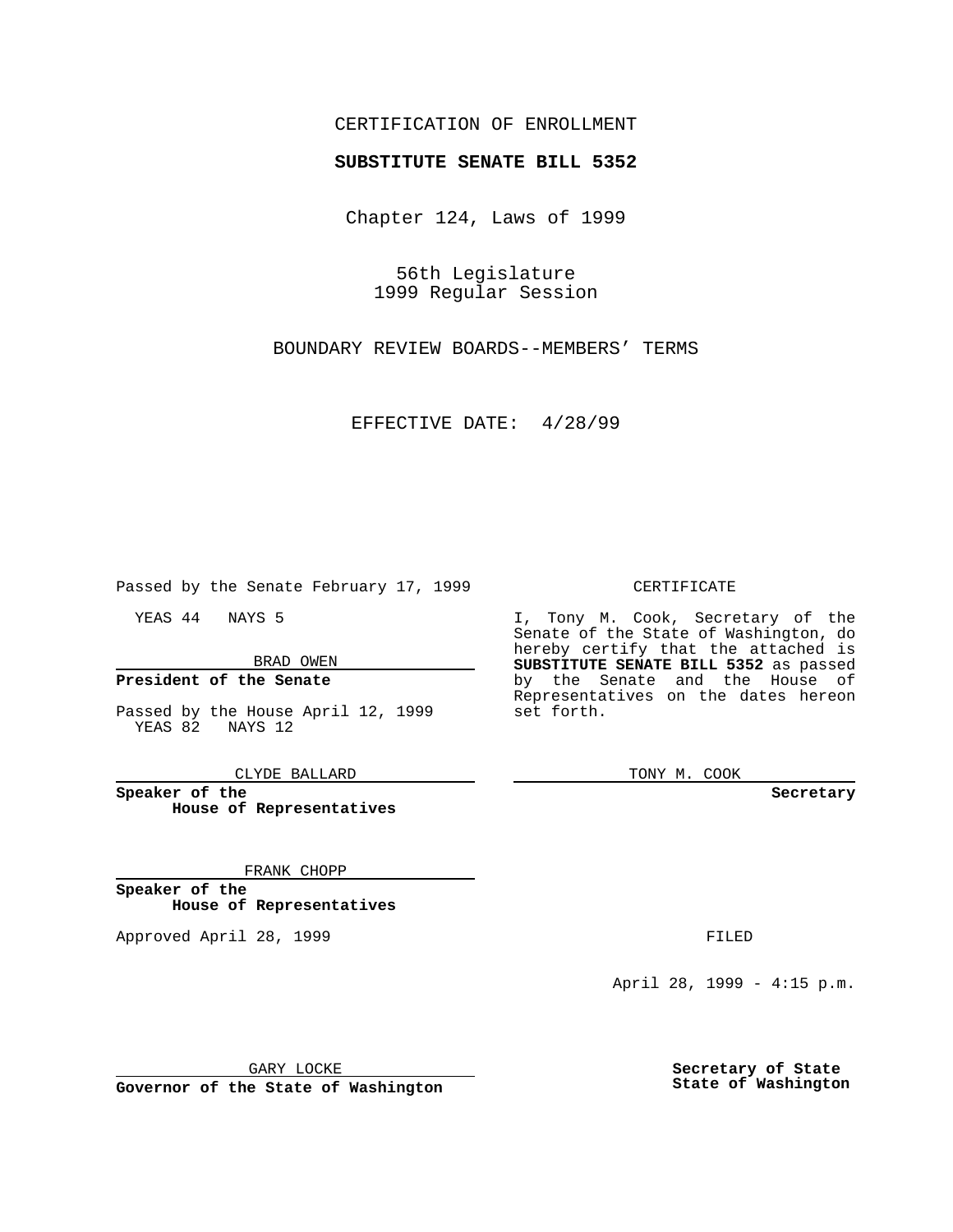CERTIFICATION OF ENROLLMENT

**SUBSTITUTE SENATE BILL 5352**

Chapter 124, Laws of 1999

56th Legislature
1999 Regular Session

BOUNDARY REVIEW BOARDS--MEMBERS' TERMS

EFFECTIVE DATE: 4/28/99

Passed by the Senate February 17, 1999

YEAS 44 NAYS 5

BRAD OWEN

**President of the Senate**

Passed by the House April 12, 1999
YEAS 82 NAYS 12

CLYDE BALLARD

**Speaker of the House of Representatives**

FRANK CHOPP

**Speaker of the House of Representatives**

Approved April 28, 1999

GARY LOCKE

**Governor of the State of Washington**

CERTIFICATE

I, Tony M. Cook, Secretary of the Senate of the State of Washington, do hereby certify that the attached is **SUBSTITUTE SENATE BILL 5352** as passed by the Senate and the House of Representatives on the dates hereon set forth.

TONY M. COOK

**Secretary**

FILED

April 28, 1999 - 4:15 p.m.

**Secretary of State**
**State of Washington**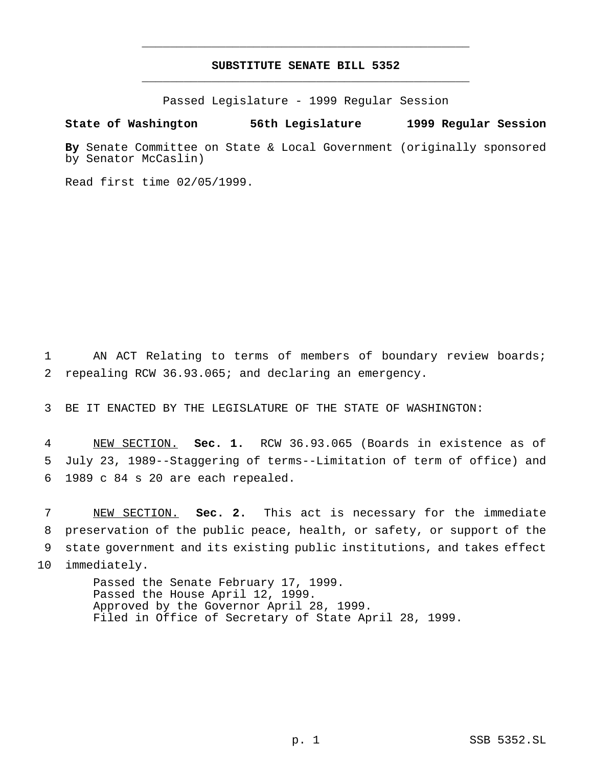# SUBSTITUTE SENATE BILL 5352

Passed Legislature - 1999 Regular Session

**State of Washington 56th Legislature 1999 Regular Session**

**By** Senate Committee on State & Local Government (originally sponsored by Senator McCaslin)

Read first time 02/05/1999.

AN ACT Relating to terms of members of boundary review boards; repealing RCW 36.93.065; and declaring an emergency.

BE IT ENACTED BY THE LEGISLATURE OF THE STATE OF WASHINGTON:

NEW SECTION. **Sec. 1.** RCW 36.93.065 (Boards in existence as of July 23, 1989--Staggering of terms--Limitation of term of office) and 1989 c 84 s 20 are each repealed.

NEW SECTION. **Sec. 2.** This act is necessary for the immediate preservation of the public peace, health, or safety, or support of the state government and its existing public institutions, and takes effect immediately.

Passed the Senate February 17, 1999.
Passed the House April 12, 1999.
Approved by the Governor April 28, 1999.
Filed in Office of Secretary of State April 28, 1999.